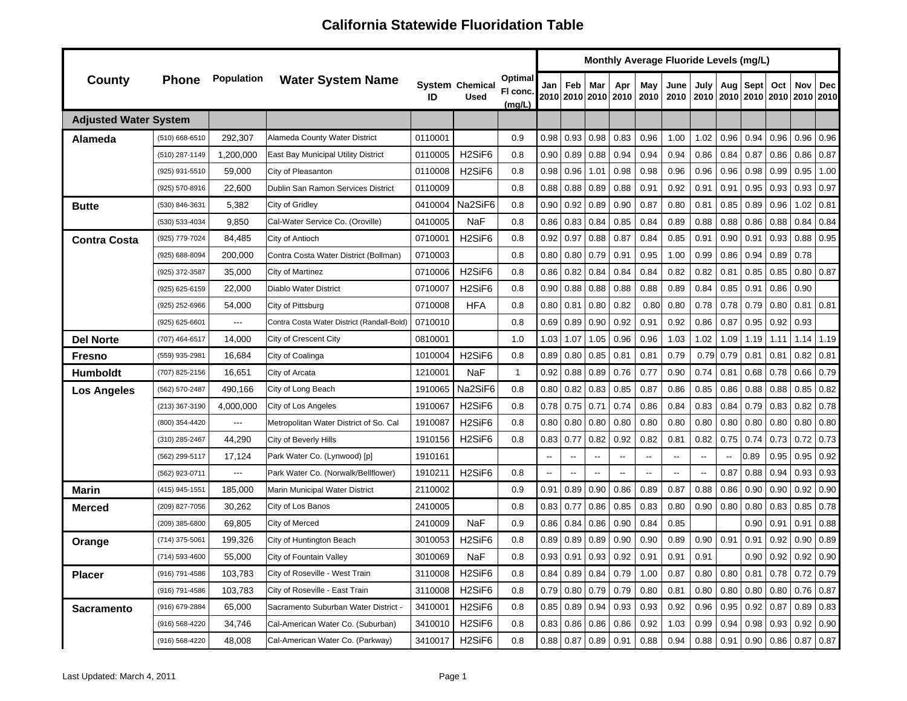# California Statewide Fluoridation Table

| County | Phone | Population | Water System Name | System ID | Chemical Used | Optimal Fl conc. (mg/L) | Monthly Average Fluoride Levels (mg/L) | | | | | | | | | | | |
|---|---|---|---|---|---|---|---|---|---|---|---|---|---|---|---|---|---|---|
| | | | | | | | Jan 2010 | Feb 2010 | Mar 2010 | Apr 2010 | May 2010 | June 2010 | July 2010 | Aug 2010 | Sept 2010 | Oct 2010 | Nov 2010 | Dec 2010 |
| **Adjusted Water System** | | | | | | | | | | | | | | | | | | |
| **Alameda** | (510) 668-6510 | 292,307 | Alameda County Water District | 0110001 | | 0.9 | 0.98 | 0.93 | 0.98 | 0.83 | 0.96 | 1.00 | 1.02 | 0.96 | 0.94 | 0.96 | 0.96 | 0.96 |
| | (510) 287-1149 | 1,200,000 | East Bay Municipal Utility District | 0110005 | H2SiF6 | 0.8 | 0.90 | 0.89 | 0.88 | 0.94 | 0.94 | 0.94 | 0.86 | 0.84 | 0.87 | 0.86 | 0.86 | 0.87 |
| | (925) 931-5510 | 59,000 | City of Pleasanton | 0110008 | H2SiF6 | 0.8 | 0.98 | 0.96 | 1.01 | 0.98 | 0.98 | 0.96 | 0.96 | 0.96 | 0.98 | 0.99 | 0.95 | 1.00 |
| | (925) 570-8916 | 22,600 | Dublin San Ramon Services District | 0110009 | | 0.8 | 0.88 | 0.88 | 0.89 | 0.88 | 0.91 | 0.92 | 0.91 | 0.91 | 0.95 | 0.93 | 0.93 | 0.97 |
| **Butte** | (530) 846-3631 | 5,382 | City of Gridley | 0410004 | Na2SiF6 | 0.8 | 0.90 | 0.92 | 0.89 | 0.90 | 0.87 | 0.80 | 0.81 | 0.85 | 0.89 | 0.96 | 1.02 | 0.81 |
| | (530) 533-4034 | 9,850 | Cal-Water Service Co. (Oroville) | 0410005 | NaF | 0.8 | 0.86 | 0.83 | 0.84 | 0.85 | 0.84 | 0.89 | 0.88 | 0.88 | 0.86 | 0.88 | 0.84 | 0.84 |
| **Contra Costa** | (925) 779-7024 | 84,485 | City of Antioch | 0710001 | H2SiF6 | 0.8 | 0.92 | 0.97 | 0.88 | 0.87 | 0.84 | 0.85 | 0.91 | 0.90 | 0.91 | 0.93 | 0.88 | 0.95 |
| | (925) 688-8094 | 200,000 | Contra Costa Water District (Bollman) | 0710003 | | 0.8 | 0.80 | 0.80 | 0.79 | 0.91 | 0.95 | 1.00 | 0.99 | 0.86 | 0.94 | 0.89 | 0.78 | |
| | (925) 372-3587 | 35,000 | City of Martinez | 0710006 | H2SiF6 | 0.8 | 0.86 | 0.82 | 0.84 | 0.84 | 0.84 | 0.82 | 0.82 | 0.81 | 0.85 | 0.85 | 0.80 | 0.87 |
| | (925) 625-6159 | 22,000 | Diablo Water District | 0710007 | H2SiF6 | 0.8 | 0.90 | 0.88 | 0.88 | 0.88 | 0.88 | 0.89 | 0.84 | 0.85 | 0.91 | 0.86 | 0.90 | |
| | (925) 252-6966 | 54,000 | City of Pittsburg | 0710008 | HFA | 0.8 | 0.80 | 0.81 | 0.80 | 0.82 | 0.80 | 0.80 | 0.78 | 0.78 | 0.79 | 0.80 | 0.81 | 0.81 |
| | (925) 625-6601 | --- | Contra Costa Water District (Randall-Bold) | 0710010 | | 0.8 | 0.69 | 0.89 | 0.90 | 0.92 | 0.91 | 0.92 | 0.86 | 0.87 | 0.95 | 0.92 | 0.93 | |
| **Del Norte** | (707) 464-6517 | 14,000 | City of Crescent City | 0810001 | | 1.0 | 1.03 | 1.07 | 1.05 | 0.96 | 0.96 | 1.03 | 1.02 | 1.09 | 1.19 | 1.11 | 1.14 | 1.19 |
| **Fresno** | (559) 935-2981 | 16,684 | City of Coalinga | 1010004 | H2SiF6 | 0.8 | 0.89 | 0.80 | 0.85 | 0.81 | 0.81 | 0.79 | 0.79 | 0.79 | 0.81 | 0.81 | 0.82 | 0.81 |
| **Humboldt** | (707) 825-2156 | 16,651 | City of Arcata | 1210001 | NaF | 1 | 0.92 | 0.88 | 0.89 | 0.76 | 0.77 | 0.90 | 0.74 | 0.81 | 0.68 | 0.78 | 0.66 | 0.79 |
| **Los Angeles** | (562) 570-2487 | 490,166 | City of Long Beach | 1910065 | Na2SiF6 | 0.8 | 0.80 | 0.82 | 0.83 | 0.85 | 0.87 | 0.86 | 0.85 | 0.86 | 0.88 | 0.88 | 0.85 | 0.82 |
| | (213) 367-3190 | 4,000,000 | City of Los Angeles | 1910067 | H2SiF6 | 0.8 | 0.78 | 0.75 | 0.71 | 0.74 | 0.86 | 0.84 | 0.83 | 0.84 | 0.79 | 0.83 | 0.82 | 0.78 |
| | (800) 354-4420 | --- | Metropolitan Water District of So. Cal | 1910087 | H2SiF6 | 0.8 | 0.80 | 0.80 | 0.80 | 0.80 | 0.80 | 0.80 | 0.80 | 0.80 | 0.80 | 0.80 | 0.80 | 0.80 |
| | (310) 285-2467 | 44,290 | City of Beverly Hills | 1910156 | H2SiF6 | 0.8 | 0.83 | 0.77 | 0.82 | 0.92 | 0.82 | 0.81 | 0.82 | 0.75 | 0.74 | 0.73 | 0.72 | 0.73 |
| | (562) 299-5117 | 17,124 | Park Water Co. (Lynwood) [p] | 1910161 | | | -- | -- | -- | -- | -- | -- | -- | -- | 0.89 | 0.95 | 0.95 | 0.92 |
| | (562) 923-0711 | --- | Park Water Co. (Norwalk/Bellflower) | 1910211 | H2SiF6 | 0.8 | -- | -- | -- | -- | -- | -- | -- | 0.87 | 0.88 | 0.94 | 0.93 | 0.93 |
| **Marin** | (415) 945-1551 | 185,000 | Marin Municipal Water District | 2110002 | | 0.9 | 0.91 | 0.89 | 0.90 | 0.86 | 0.89 | 0.87 | 0.88 | 0.86 | 0.90 | 0.90 | 0.92 | 0.90 |
| **Merced** | (209) 827-7056 | 30,262 | City of Los Banos | 2410005 | | 0.8 | 0.83 | 0.77 | 0.86 | 0.85 | 0.83 | 0.80 | 0.90 | 0.80 | 0.80 | 0.83 | 0.85 | 0.78 |
| | (209) 385-6800 | 69,805 | City of Merced | 2410009 | NaF | 0.9 | 0.86 | 0.84 | 0.86 | 0.90 | 0.84 | 0.85 | | | 0.90 | 0.91 | 0.91 | 0.88 |
| **Orange** | (714) 375-5061 | 199,326 | City of Huntington Beach | 3010053 | H2SiF6 | 0.8 | 0.89 | 0.89 | 0.89 | 0.90 | 0.90 | 0.89 | 0.90 | 0.91 | 0.91 | 0.92 | 0.90 | 0.89 |
| | (714) 593-4600 | 55,000 | City of Fountain Valley | 3010069 | NaF | 0.8 | 0.93 | 0.91 | 0.93 | 0.92 | 0.91 | 0.91 | 0.91 | | 0.90 | 0.92 | 0.92 | 0.90 |
| **Placer** | (916) 791-4586 | 103,783 | City of Roseville - West Train | 3110008 | H2SiF6 | 0.8 | 0.84 | 0.89 | 0.84 | 0.79 | 1.00 | 0.87 | 0.80 | 0.80 | 0.81 | 0.78 | 0.72 | 0.79 |
| | (916) 791-4586 | 103,783 | City of Roseville - East Train | 3110008 | H2SiF6 | 0.8 | 0.79 | 0.80 | 0.79 | 0.79 | 0.80 | 0.81 | 0.80 | 0.80 | 0.80 | 0.80 | 0.76 | 0.87 |
| **Sacramento** | (916) 679-2884 | 65,000 | Sacramento Suburban Water District - | 3410001 | H2SiF6 | 0.8 | 0.85 | 0.89 | 0.94 | 0.93 | 0.93 | 0.92 | 0.96 | 0.95 | 0.92 | 0.87 | 0.89 | 0.83 |
| | (916) 568-4220 | 34,746 | Cal-American Water Co. (Suburban) | 3410010 | H2SiF6 | 0.8 | 0.83 | 0.86 | 0.86 | 0.86 | 0.92 | 1.03 | 0.99 | 0.94 | 0.98 | 0.93 | 0.92 | 0.90 |
| | (916) 568-4220 | 48,008 | Cal-American Water Co. (Parkway) | 3410017 | H2SiF6 | 0.8 | 0.88 | 0.87 | 0.89 | 0.91 | 0.88 | 0.94 | 0.88 | 0.91 | 0.90 | 0.86 | 0.87 | 0.87 |

Last Updated: March 4, 2011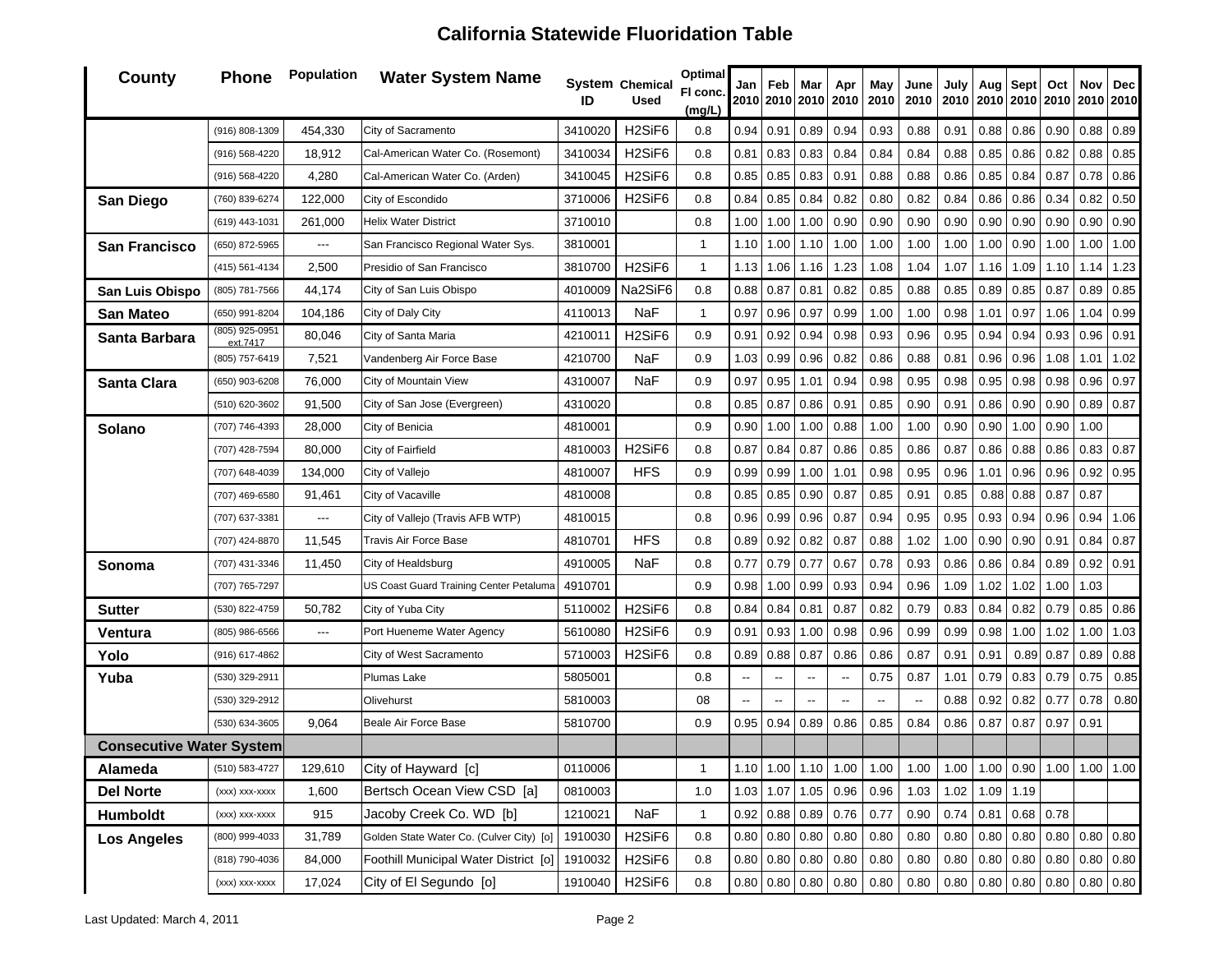# California Statewide Fluoridation Table

| County | Phone | Population | Water System Name | System ID | Chemical Used | Optimal Fl conc. (mg/L) | Jan 2010 | Feb 2010 | Mar 2010 | Apr 2010 | May 2010 | June 2010 | July 2010 | Aug 2010 | Sept 2010 | Oct 2010 | Nov 2010 | Dec 2010 |
|---|---|---|---|---|---|---|---|---|---|---|---|---|---|---|---|---|---|---|
| | (916) 808-1309 | 454,330 | City of Sacramento | 3410020 | H2SiF6 | 0.8 | 0.94 | 0.91 | 0.89 | 0.94 | 0.93 | 0.88 | 0.91 | 0.88 | 0.86 | 0.90 | 0.88 | 0.89 |
| | (916) 568-4220 | 18,912 | Cal-American Water Co. (Rosemont) | 3410034 | H2SiF6 | 0.8 | 0.81 | 0.83 | 0.83 | 0.84 | 0.84 | 0.84 | 0.88 | 0.85 | 0.86 | 0.82 | 0.88 | 0.85 |
| | (916) 568-4220 | 4,280 | Cal-American Water Co. (Arden) | 3410045 | H2SiF6 | 0.8 | 0.85 | 0.85 | 0.83 | 0.91 | 0.88 | 0.88 | 0.86 | 0.85 | 0.84 | 0.87 | 0.78 | 0.86 |
| **San Diego** | (760) 839-6274 | 122,000 | City of Escondido | 3710006 | H2SiF6 | 0.8 | 0.84 | 0.85 | 0.84 | 0.82 | 0.80 | 0.82 | 0.84 | 0.86 | 0.86 | 0.34 | 0.82 | 0.50 |
| | (619) 443-1031 | 261,000 | Helix Water District | 3710010 | | 0.8 | 1.00 | 1.00 | 1.00 | 0.90 | 0.90 | 0.90 | 0.90 | 0.90 | 0.90 | 0.90 | 0.90 | 0.90 |
| **San Francisco** | (650) 872-5965 | --- | San Francisco Regional Water Sys. | 3810001 | | 1 | 1.10 | 1.00 | 1.10 | 1.00 | 1.00 | 1.00 | 1.00 | 1.00 | 0.90 | 1.00 | 1.00 | 1.00 |
| | (415) 561-4134 | 2,500 | Presidio of San Francisco | 3810700 | H2SiF6 | 1 | 1.13 | 1.06 | 1.16 | 1.23 | 1.08 | 1.04 | 1.07 | 1.16 | 1.09 | 1.10 | 1.14 | 1.23 |
| **San Luis Obispo** | (805) 781-7566 | 44,174 | City of San Luis Obispo | 4010009 | Na2SiF6 | 0.8 | 0.88 | 0.87 | 0.81 | 0.82 | 0.85 | 0.88 | 0.85 | 0.89 | 0.85 | 0.87 | 0.89 | 0.85 |
| **San Mateo** | (650) 991-8204 | 104,186 | City of Daly City | 4110013 | NaF | 1 | 0.97 | 0.96 | 0.97 | 0.99 | 1.00 | 1.00 | 0.98 | 1.01 | 0.97 | 1.06 | 1.04 | 0.99 |
| **Santa Barbara** | (805) 925-0951 ext.7417 | 80,046 | City of Santa Maria | 4210011 | H2SiF6 | 0.9 | 0.91 | 0.92 | 0.94 | 0.98 | 0.93 | 0.96 | 0.95 | 0.94 | 0.94 | 0.93 | 0.96 | 0.91 |
| | (805) 757-6419 | 7,521 | Vandenberg Air Force Base | 4210700 | NaF | 0.9 | 1.03 | 0.99 | 0.96 | 0.82 | 0.86 | 0.88 | 0.81 | 0.96 | 0.96 | 1.08 | 1.01 | 1.02 |
| **Santa Clara** | (650) 903-6208 | 76,000 | City of Mountain View | 4310007 | NaF | 0.9 | 0.97 | 0.95 | 1.01 | 0.94 | 0.98 | 0.95 | 0.98 | 0.95 | 0.98 | 0.98 | 0.96 | 0.97 |
| | (510) 620-3602 | 91,500 | City of San Jose (Evergreen) | 4310020 | | 0.8 | 0.85 | 0.87 | 0.86 | 0.91 | 0.85 | 0.90 | 0.91 | 0.86 | 0.90 | 0.90 | 0.89 | 0.87 |
| **Solano** | (707) 746-4393 | 28,000 | City of Benicia | 4810001 | | 0.9 | 0.90 | 1.00 | 1.00 | 0.88 | 1.00 | 1.00 | 0.90 | 0.90 | 1.00 | 0.90 | 1.00 | |
| | (707) 428-7594 | 80,000 | City of Fairfield | 4810003 | H2SiF6 | 0.8 | 0.87 | 0.84 | 0.87 | 0.86 | 0.85 | 0.86 | 0.87 | 0.86 | 0.88 | 0.86 | 0.83 | 0.87 |
| | (707) 648-4039 | 134,000 | City of Vallejo | 4810007 | HFS | 0.9 | 0.99 | 0.99 | 1.00 | 1.01 | 0.98 | 0.95 | 0.96 | 1.01 | 0.96 | 0.96 | 0.92 | 0.95 |
| | (707) 469-6580 | 91,461 | City of Vacaville | 4810008 | | 0.8 | 0.85 | 0.85 | 0.90 | 0.87 | 0.85 | 0.91 | 0.85 | 0.88 | 0.88 | 0.87 | 0.87 | |
| | (707) 637-3381 | --- | City of Vallejo (Travis AFB WTP) | 4810015 | | 0.8 | 0.96 | 0.99 | 0.96 | 0.87 | 0.94 | 0.95 | 0.95 | 0.93 | 0.94 | 0.96 | 0.94 | 1.06 |
| | (707) 424-8870 | 11,545 | Travis Air Force Base | 4810701 | HFS | 0.8 | 0.89 | 0.92 | 0.82 | 0.87 | 0.88 | 1.02 | 1.00 | 0.90 | 0.90 | 0.91 | 0.84 | 0.87 |
| **Sonoma** | (707) 431-3346 | 11,450 | City of Healdsburg | 4910005 | NaF | 0.8 | 0.77 | 0.79 | 0.77 | 0.67 | 0.78 | 0.93 | 0.86 | 0.86 | 0.84 | 0.89 | 0.92 | 0.91 |
| | (707) 765-7297 | | US Coast Guard Training Center Petaluma | 4910701 | | 0.9 | 0.98 | 1.00 | 0.99 | 0.93 | 0.94 | 0.96 | 1.09 | 1.02 | 1.02 | 1.00 | 1.03 | |
| **Sutter** | (530) 822-4759 | 50,782 | City of Yuba City | 5110002 | H2SiF6 | 0.8 | 0.84 | 0.84 | 0.81 | 0.87 | 0.82 | 0.79 | 0.83 | 0.84 | 0.82 | 0.79 | 0.85 | 0.86 |
| **Ventura** | (805) 986-6566 | --- | Port Hueneme Water Agency | 5610080 | H2SiF6 | 0.9 | 0.91 | 0.93 | 1.00 | 0.98 | 0.96 | 0.99 | 0.99 | 0.98 | 1.00 | 1.02 | 1.00 | 1.03 |
| **Yolo** | (916) 617-4862 | | City of West Sacramento | 5710003 | H2SiF6 | 0.8 | 0.89 | 0.88 | 0.87 | 0.86 | 0.86 | 0.87 | 0.91 | 0.91 | 0.89 | 0.87 | 0.89 | 0.88 |
| **Yuba** | (530) 329-2911 | | Plumas Lake | 5805001 | | 0.8 | -- | -- | -- | -- | 0.75 | 0.87 | 1.01 | 0.79 | 0.83 | 0.79 | 0.75 | 0.85 |
| | (530) 329-2912 | | Olivehurst | 5810003 | | 08 | -- | -- | -- | -- | -- | -- | 0.88 | 0.92 | 0.82 | 0.77 | 0.78 | 0.80 |
| | (530) 634-3605 | 9,064 | Beale Air Force Base | 5810700 | | 0.9 | 0.95 | 0.94 | 0.89 | 0.86 | 0.85 | 0.84 | 0.86 | 0.87 | 0.87 | 0.97 | 0.91 | |
| **Consecutive Water System** | | | | | | | | | | | | | | | | | | |
| **Alameda** | (510) 583-4727 | 129,610 | City of Hayward [c] | 0110006 | | 1 | 1.10 | 1.00 | 1.10 | 1.00 | 1.00 | 1.00 | 1.00 | 1.00 | 0.90 | 1.00 | 1.00 | 1.00 |
| **Del Norte** | (xxx) xxx-xxxx | 1,600 | Bertsch Ocean View CSD [a] | 0810003 | | 1.0 | 1.03 | 1.07 | 1.05 | 0.96 | 0.96 | 1.03 | 1.02 | 1.09 | 1.19 | | | |
| **Humboldt** | (xxx) xxx-xxxx | 915 | Jacoby Creek Co. WD [b] | 1210021 | NaF | 1 | 0.92 | 0.88 | 0.89 | 0.76 | 0.77 | 0.90 | 0.74 | 0.81 | 0.68 | 0.78 | | |
| **Los Angeles** | (800) 999-4033 | 31,789 | Golden State Water Co. (Culver City) [o] | 1910030 | H2SiF6 | 0.8 | 0.80 | 0.80 | 0.80 | 0.80 | 0.80 | 0.80 | 0.80 | 0.80 | 0.80 | 0.80 | 0.80 | 0.80 |
| | (818) 790-4036 | 84,000 | Foothill Municipal Water District [o] | 1910032 | H2SiF6 | 0.8 | 0.80 | 0.80 | 0.80 | 0.80 | 0.80 | 0.80 | 0.80 | 0.80 | 0.80 | 0.80 | 0.80 | 0.80 |
| | (xxx) xxx-xxxx | 17,024 | City of El Segundo [o] | 1910040 | H2SiF6 | 0.8 | 0.80 | 0.80 | 0.80 | 0.80 | 0.80 | 0.80 | 0.80 | 0.80 | 0.80 | 0.80 | 0.80 | 0.80 |

Last Updated: March 4, 2011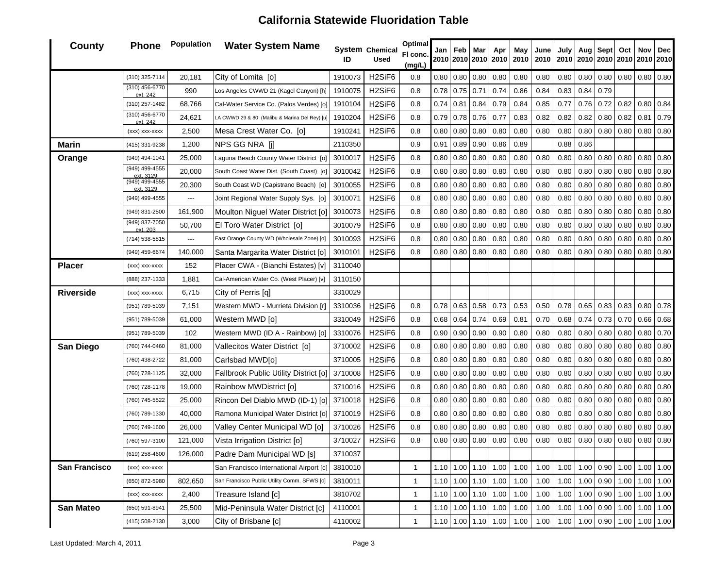# California Statewide Fluoridation Table

| County | Phone | Population | Water System Name | System ID | Chemical Used | Optimal Fl conc. (mg/L) | Jan 2010 | Feb 2010 | Mar 2010 | Apr 2010 | May 2010 | June 2010 | July 2010 | Aug 2010 | Sept 2010 | Oct 2010 | Nov 2010 | Dec 2010 |
|---|---|---|---|---|---|---|---|---|---|---|---|---|---|---|---|---|---|---|
| | (310) 325-7114 | 20,181 | City of Lomita [o] | 1910073 | H2SiF6 | 0.8 | 0.80 | 0.80 | 0.80 | 0.80 | 0.80 | 0.80 | 0.80 | 0.80 | 0.80 | 0.80 | 0.80 | 0.80 |
| | (310) 456-6770 ext. 242 | 990 | Los Angeles CWWD 21 (Kagel Canyon) [h] | 1910075 | H2SiF6 | 0.8 | 0.78 | 0.75 | 0.71 | 0.74 | 0.86 | 0.84 | 0.83 | 0.84 | 0.79 | | | |
| | (310) 257-1482 | 68,766 | Cal-Water Service Co. (Palos Verdes) [o] | 1910104 | H2SiF6 | 0.8 | 0.74 | 0.81 | 0.84 | 0.79 | 0.84 | 0.85 | 0.77 | 0.76 | 0.72 | 0.82 | 0.80 | 0.84 |
| | (310) 456-6770 ext. 242 | 24,621 | LA CWWD 29 & 80 (Malibu & Marina Del Rey) [u] | 1910204 | H2SiF6 | 0.8 | 0.79 | 0.78 | 0.76 | 0.77 | 0.83 | 0.82 | 0.82 | 0.82 | 0.80 | 0.82 | 0.81 | 0.79 |
| | (xxx) xxx-xxxx | 2,500 | Mesa Crest Water Co. [o] | 1910241 | H2SiF6 | 0.8 | 0.80 | 0.80 | 0.80 | 0.80 | 0.80 | 0.80 | 0.80 | 0.80 | 0.80 | 0.80 | 0.80 | 0.80 |
| **Marin** | (415) 331-9238 | 1,200 | NPS GG NRA [j] | 2110350 | | 0.9 | 0.91 | 0.89 | 0.90 | 0.86 | 0.89 | | 0.88 | 0.86 | | | | |
| **Orange** | (949) 494-1041 | 25,000 | Laguna Beach County Water District [o] | 3010017 | H2SiF6 | 0.8 | 0.80 | 0.80 | 0.80 | 0.80 | 0.80 | 0.80 | 0.80 | 0.80 | 0.80 | 0.80 | 0.80 | 0.80 |
| | (949) 499-4555 ext. 3129 | 20,000 | South Coast Water Dist. (South Coast) [o] | 3010042 | H2SiF6 | 0.8 | 0.80 | 0.80 | 0.80 | 0.80 | 0.80 | 0.80 | 0.80 | 0.80 | 0.80 | 0.80 | 0.80 | 0.80 |
| | (949) 499-4555 ext. 3129 | 20,300 | South Coast WD (Capistrano Beach) [o] | 3010055 | H2SiF6 | 0.8 | 0.80 | 0.80 | 0.80 | 0.80 | 0.80 | 0.80 | 0.80 | 0.80 | 0.80 | 0.80 | 0.80 | 0.80 |
| | (949) 499-4555 | --- | Joint Regional Water Supply Sys. [o] | 3010071 | H2SiF6 | 0.8 | 0.80 | 0.80 | 0.80 | 0.80 | 0.80 | 0.80 | 0.80 | 0.80 | 0.80 | 0.80 | 0.80 | 0.80 |
| | (949) 831-2500 | 161,900 | Moulton Niguel Water District [o] | 3010073 | H2SiF6 | 0.8 | 0.80 | 0.80 | 0.80 | 0.80 | 0.80 | 0.80 | 0.80 | 0.80 | 0.80 | 0.80 | 0.80 | 0.80 |
| | (949) 837-7050 ext. 203 | 50,700 | El Toro Water District [o] | 3010079 | H2SiF6 | 0.8 | 0.80 | 0.80 | 0.80 | 0.80 | 0.80 | 0.80 | 0.80 | 0.80 | 0.80 | 0.80 | 0.80 | 0.80 |
| | (714) 538-5815 | --- | East Orange County WD (Wholesale Zone) [o] | 3010093 | H2SiF6 | 0.8 | 0.80 | 0.80 | 0.80 | 0.80 | 0.80 | 0.80 | 0.80 | 0.80 | 0.80 | 0.80 | 0.80 | 0.80 |
| | (949) 459-6674 | 140,000 | Santa Margarita Water District [o] | 3010101 | H2SiF6 | 0.8 | 0.80 | 0.80 | 0.80 | 0.80 | 0.80 | 0.80 | 0.80 | 0.80 | 0.80 | 0.80 | 0.80 | 0.80 |
| **Placer** | (xxx) xxx-xxxx | 152 | Placer CWA - (Bianchi Estates) [v] | 3110040 | | | | | | | | | | | | | | |
| | (888) 237-1333 | 1,881 | Cal-American Water Co. (West Placer) [v] | 3110150 | | | | | | | | | | | | | | |
| **Riverside** | (xxx) xxx-xxxx | 6,715 | City of Perris [q] | 3310029 | | | | | | | | | | | | | | |
| | (951) 789-5039 | 7,151 | Western MWD - Murrieta Division [r] | 3310036 | H2SiF6 | 0.8 | 0.78 | 0.63 | 0.58 | 0.73 | 0.53 | 0.50 | 0.78 | 0.65 | 0.83 | 0.83 | 0.80 | 0.78 |
| | (951) 789-5039 | 61,000 | Western MWD [o] | 3310049 | H2SiF6 | 0.8 | 0.68 | 0.64 | 0.74 | 0.69 | 0.81 | 0.70 | 0.68 | 0.74 | 0.73 | 0.70 | 0.66 | 0.68 |
| | (951) 789-5039 | 102 | Western MWD (ID A - Rainbow) [o] | 3310076 | H2SiF6 | 0.8 | 0.90 | 0.90 | 0.90 | 0.90 | 0.80 | 0.80 | 0.80 | 0.80 | 0.80 | 0.80 | 0.80 | 0.70 |
| **San Diego** | (760) 744-0460 | 81,000 | Vallecitos Water District [o] | 3710002 | H2SiF6 | 0.8 | 0.80 | 0.80 | 0.80 | 0.80 | 0.80 | 0.80 | 0.80 | 0.80 | 0.80 | 0.80 | 0.80 | 0.80 |
| | (760) 438-2722 | 81,000 | Carlsbad MWD[o] | 3710005 | H2SiF6 | 0.8 | 0.80 | 0.80 | 0.80 | 0.80 | 0.80 | 0.80 | 0.80 | 0.80 | 0.80 | 0.80 | 0.80 | 0.80 |
| | (760) 728-1125 | 32,000 | Fallbrook Public Utility District [o] | 3710008 | H2SiF6 | 0.8 | 0.80 | 0.80 | 0.80 | 0.80 | 0.80 | 0.80 | 0.80 | 0.80 | 0.80 | 0.80 | 0.80 | 0.80 |
| | (760) 728-1178 | 19,000 | Rainbow MWDistrict [o] | 3710016 | H2SiF6 | 0.8 | 0.80 | 0.80 | 0.80 | 0.80 | 0.80 | 0.80 | 0.80 | 0.80 | 0.80 | 0.80 | 0.80 | 0.80 |
| | (760) 745-5522 | 25,000 | Rincon Del Diablo MWD (ID-1) [o] | 3710018 | H2SiF6 | 0.8 | 0.80 | 0.80 | 0.80 | 0.80 | 0.80 | 0.80 | 0.80 | 0.80 | 0.80 | 0.80 | 0.80 | 0.80 |
| | (760) 789-1330 | 40,000 | Ramona Municipal Water District [o] | 3710019 | H2SiF6 | 0.8 | 0.80 | 0.80 | 0.80 | 0.80 | 0.80 | 0.80 | 0.80 | 0.80 | 0.80 | 0.80 | 0.80 | 0.80 |
| | (760) 749-1600 | 26,000 | Valley Center Municipal WD [o] | 3710026 | H2SiF6 | 0.8 | 0.80 | 0.80 | 0.80 | 0.80 | 0.80 | 0.80 | 0.80 | 0.80 | 0.80 | 0.80 | 0.80 | 0.80 |
| | (760) 597-3100 | 121,000 | Vista Irrigation District [o] | 3710027 | H2SiF6 | 0.8 | 0.80 | 0.80 | 0.80 | 0.80 | 0.80 | 0.80 | 0.80 | 0.80 | 0.80 | 0.80 | 0.80 | 0.80 |
| | (619) 258-4600 | 126,000 | Padre Dam Municipal WD [s] | 3710037 | | | | | | | | | | | | | | |
| **San Francisco** | (xxx) xxx-xxxx | | San Francisco International Airport [c] | 3810010 | | 1 | 1.10 | 1.00 | 1.10 | 1.00 | 1.00 | 1.00 | 1.00 | 1.00 | 0.90 | 1.00 | 1.00 | 1.00 |
| | (650) 872-5980 | 802,650 | San Francisco Public Utility Comm. SFWS [c] | 3810011 | | 1 | 1.10 | 1.00 | 1.10 | 1.00 | 1.00 | 1.00 | 1.00 | 1.00 | 0.90 | 1.00 | 1.00 | 1.00 |
| | (xxx) xxx-xxxx | 2,400 | Treasure Island [c] | 3810702 | | 1 | 1.10 | 1.00 | 1.10 | 1.00 | 1.00 | 1.00 | 1.00 | 1.00 | 0.90 | 1.00 | 1.00 | 1.00 |
| **San Mateo** | (650) 591-8941 | 25,500 | Mid-Peninsula Water District [c] | 4110001 | | 1 | 1.10 | 1.00 | 1.10 | 1.00 | 1.00 | 1.00 | 1.00 | 1.00 | 0.90 | 1.00 | 1.00 | 1.00 |
| | (415) 508-2130 | 3,000 | City of Brisbane [c] | 4110002 | | 1 | 1.10 | 1.00 | 1.10 | 1.00 | 1.00 | 1.00 | 1.00 | 1.00 | 0.90 | 1.00 | 1.00 | 1.00 |

Last Updated: March 4, 2011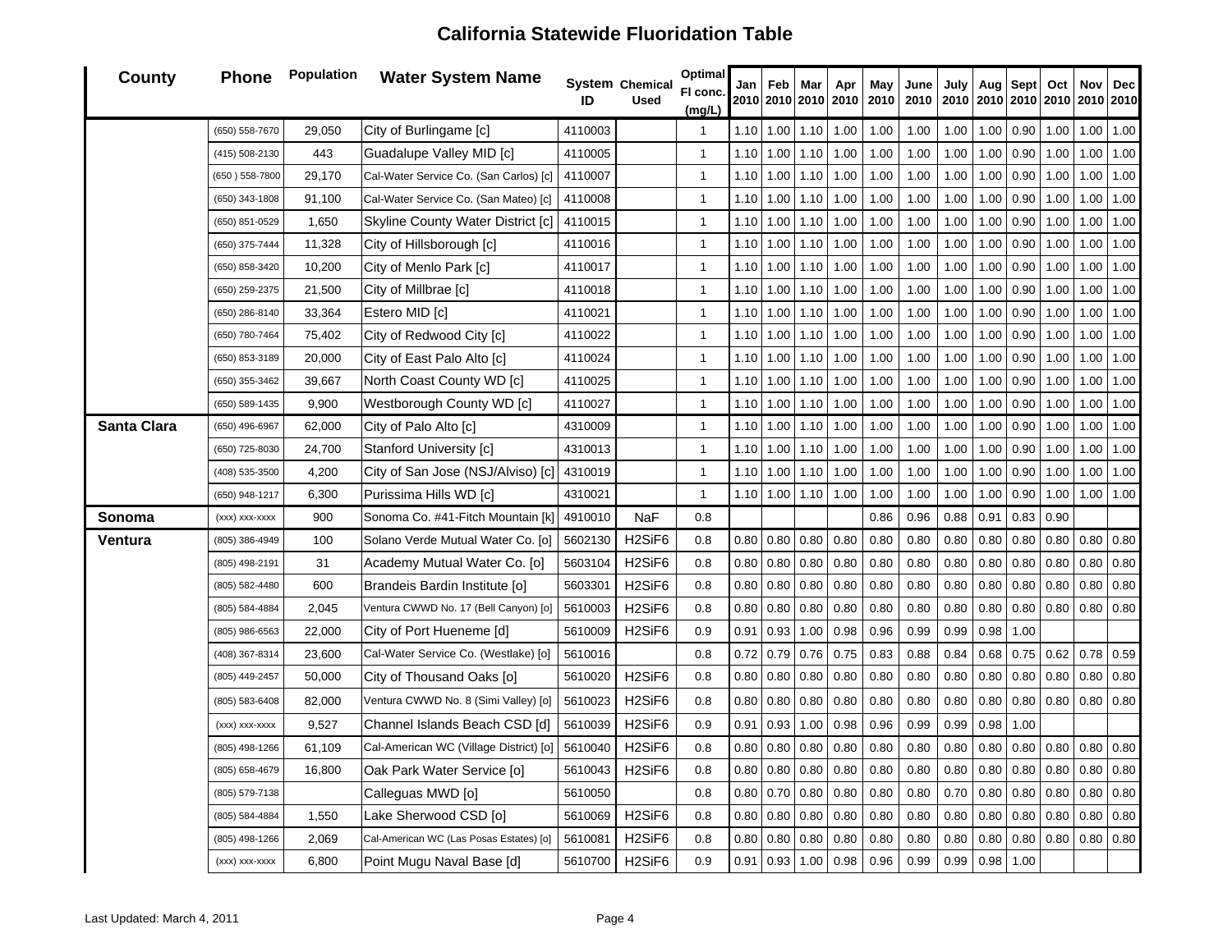# California Statewide Fluoridation Table

| County | Phone | Population | Water System Name | System ID | Chemical Used | Optimal Fl conc. (mg/L) | Jan 2010 | Feb 2010 | Mar 2010 | Apr 2010 | May 2010 | June 2010 | July 2010 | Aug 2010 | Sept 2010 | Oct 2010 | Nov 2010 | Dec 2010 |
|---|---|---|---|---|---|---|---|---|---|---|---|---|---|---|---|---|---|---|
| | (650) 558-7670 | 29,050 | City of Burlingame [c] | 4110003 | | 1 | 1.10 | 1.00 | 1.10 | 1.00 | 1.00 | 1.00 | 1.00 | 1.00 | 0.90 | 1.00 | 1.00 | 1.00 |
| | (415) 508-2130 | 443 | Guadalupe Valley MID [c] | 4110005 | | 1 | 1.10 | 1.00 | 1.10 | 1.00 | 1.00 | 1.00 | 1.00 | 1.00 | 0.90 | 1.00 | 1.00 | 1.00 |
| | (650 ) 558-7800 | 29,170 | Cal-Water Service Co. (San Carlos) [c] | 4110007 | | 1 | 1.10 | 1.00 | 1.10 | 1.00 | 1.00 | 1.00 | 1.00 | 1.00 | 0.90 | 1.00 | 1.00 | 1.00 |
| | (650) 343-1808 | 91,100 | Cal-Water Service Co. (San Mateo) [c] | 4110008 | | 1 | 1.10 | 1.00 | 1.10 | 1.00 | 1.00 | 1.00 | 1.00 | 1.00 | 0.90 | 1.00 | 1.00 | 1.00 |
| | (650) 851-0529 | 1,650 | Skyline County Water District [c] | 4110015 | | 1 | 1.10 | 1.00 | 1.10 | 1.00 | 1.00 | 1.00 | 1.00 | 1.00 | 0.90 | 1.00 | 1.00 | 1.00 |
| | (650) 375-7444 | 11,328 | City of Hillsborough [c] | 4110016 | | 1 | 1.10 | 1.00 | 1.10 | 1.00 | 1.00 | 1.00 | 1.00 | 1.00 | 0.90 | 1.00 | 1.00 | 1.00 |
| | (650) 858-3420 | 10,200 | City of Menlo Park [c] | 4110017 | | 1 | 1.10 | 1.00 | 1.10 | 1.00 | 1.00 | 1.00 | 1.00 | 1.00 | 0.90 | 1.00 | 1.00 | 1.00 |
| | (650) 259-2375 | 21,500 | City of Millbrae [c] | 4110018 | | 1 | 1.10 | 1.00 | 1.10 | 1.00 | 1.00 | 1.00 | 1.00 | 1.00 | 0.90 | 1.00 | 1.00 | 1.00 |
| | (650) 286-8140 | 33,364 | Estero MID [c] | 4110021 | | 1 | 1.10 | 1.00 | 1.10 | 1.00 | 1.00 | 1.00 | 1.00 | 1.00 | 0.90 | 1.00 | 1.00 | 1.00 |
| | (650) 780-7464 | 75,402 | City of Redwood City [c] | 4110022 | | 1 | 1.10 | 1.00 | 1.10 | 1.00 | 1.00 | 1.00 | 1.00 | 1.00 | 0.90 | 1.00 | 1.00 | 1.00 |
| | (650) 853-3189 | 20,000 | City of East Palo Alto [c] | 4110024 | | 1 | 1.10 | 1.00 | 1.10 | 1.00 | 1.00 | 1.00 | 1.00 | 1.00 | 0.90 | 1.00 | 1.00 | 1.00 |
| | (650) 355-3462 | 39,667 | North Coast County WD [c] | 4110025 | | 1 | 1.10 | 1.00 | 1.10 | 1.00 | 1.00 | 1.00 | 1.00 | 1.00 | 0.90 | 1.00 | 1.00 | 1.00 |
| | (650) 589-1435 | 9,900 | Westborough County WD [c] | 4110027 | | 1 | 1.10 | 1.00 | 1.10 | 1.00 | 1.00 | 1.00 | 1.00 | 1.00 | 0.90 | 1.00 | 1.00 | 1.00 |
| **Santa Clara** | (650) 496-6967 | 62,000 | City of Palo Alto [c] | 4310009 | | 1 | 1.10 | 1.00 | 1.10 | 1.00 | 1.00 | 1.00 | 1.00 | 1.00 | 0.90 | 1.00 | 1.00 | 1.00 |
| | (650) 725-8030 | 24,700 | Stanford University [c] | 4310013 | | 1 | 1.10 | 1.00 | 1.10 | 1.00 | 1.00 | 1.00 | 1.00 | 1.00 | 0.90 | 1.00 | 1.00 | 1.00 |
| | (408) 535-3500 | 4,200 | City of San Jose (NSJ/Alviso) [c] | 4310019 | | 1 | 1.10 | 1.00 | 1.10 | 1.00 | 1.00 | 1.00 | 1.00 | 1.00 | 0.90 | 1.00 | 1.00 | 1.00 |
| | (650) 948-1217 | 6,300 | Purissima Hills WD [c] | 4310021 | | 1 | 1.10 | 1.00 | 1.10 | 1.00 | 1.00 | 1.00 | 1.00 | 1.00 | 0.90 | 1.00 | 1.00 | 1.00 |
| **Sonoma** | (xxx) xxx-xxxx | 900 | Sonoma Co. #41-Fitch Mountain [k] | 4910010 | NaF | 0.8 | | | | | 0.86 | 0.96 | 0.88 | 0.91 | 0.83 | 0.90 | | |
| **Ventura** | (805) 386-4949 | 100 | Solano Verde Mutual Water Co. [o] | 5602130 | H2SiF6 | 0.8 | 0.80 | 0.80 | 0.80 | 0.80 | 0.80 | 0.80 | 0.80 | 0.80 | 0.80 | 0.80 | 0.80 | 0.80 |
| | (805) 498-2191 | 31 | Academy Mutual Water Co. [o] | 5603104 | H2SiF6 | 0.8 | 0.80 | 0.80 | 0.80 | 0.80 | 0.80 | 0.80 | 0.80 | 0.80 | 0.80 | 0.80 | 0.80 | 0.80 |
| | (805) 582-4480 | 600 | Brandeis Bardin Institute [o] | 5603301 | H2SiF6 | 0.8 | 0.80 | 0.80 | 0.80 | 0.80 | 0.80 | 0.80 | 0.80 | 0.80 | 0.80 | 0.80 | 0.80 | 0.80 |
| | (805) 584-4884 | 2,045 | Ventura CWWD No. 17 (Bell Canyon) [o] | 5610003 | H2SiF6 | 0.8 | 0.80 | 0.80 | 0.80 | 0.80 | 0.80 | 0.80 | 0.80 | 0.80 | 0.80 | 0.80 | 0.80 | 0.80 |
| | (805) 986-6563 | 22,000 | City of Port Hueneme [d] | 5610009 | H2SiF6 | 0.9 | 0.91 | 0.93 | 1.00 | 0.98 | 0.96 | 0.99 | 0.99 | 0.98 | 1.00 | | | |
| | (408) 367-8314 | 23,600 | Cal-Water Service Co. (Westlake) [o] | 5610016 | | 0.8 | 0.72 | 0.79 | 0.76 | 0.75 | 0.83 | 0.88 | 0.84 | 0.68 | 0.75 | 0.62 | 0.78 | 0.59 |
| | (805) 449-2457 | 50,000 | City of Thousand Oaks [o] | 5610020 | H2SiF6 | 0.8 | 0.80 | 0.80 | 0.80 | 0.80 | 0.80 | 0.80 | 0.80 | 0.80 | 0.80 | 0.80 | 0.80 | 0.80 |
| | (805) 583-6408 | 82,000 | Ventura CWWD No. 8 (Simi Valley) [o] | 5610023 | H2SiF6 | 0.8 | 0.80 | 0.80 | 0.80 | 0.80 | 0.80 | 0.80 | 0.80 | 0.80 | 0.80 | 0.80 | 0.80 | 0.80 |
| | (xxx) xxx-xxxx | 9,527 | Channel Islands Beach CSD [d] | 5610039 | H2SiF6 | 0.9 | 0.91 | 0.93 | 1.00 | 0.98 | 0.96 | 0.99 | 0.99 | 0.98 | 1.00 | | | |
| | (805) 498-1266 | 61,109 | Cal-American WC (Village District) [o] | 5610040 | H2SiF6 | 0.8 | 0.80 | 0.80 | 0.80 | 0.80 | 0.80 | 0.80 | 0.80 | 0.80 | 0.80 | 0.80 | 0.80 | 0.80 |
| | (805) 658-4679 | 16,800 | Oak Park Water Service [o] | 5610043 | H2SiF6 | 0.8 | 0.80 | 0.80 | 0.80 | 0.80 | 0.80 | 0.80 | 0.80 | 0.80 | 0.80 | 0.80 | 0.80 | 0.80 |
| | (805) 579-7138 | | Calleguas MWD [o] | 5610050 | | 0.8 | 0.80 | 0.70 | 0.80 | 0.80 | 0.80 | 0.80 | 0.70 | 0.80 | 0.80 | 0.80 | 0.80 | 0.80 |
| | (805) 584-4884 | 1,550 | Lake Sherwood CSD [o] | 5610069 | H2SiF6 | 0.8 | 0.80 | 0.80 | 0.80 | 0.80 | 0.80 | 0.80 | 0.80 | 0.80 | 0.80 | 0.80 | 0.80 | 0.80 |
| | (805) 498-1266 | 2,069 | Cal-American WC (Las Posas Estates) [o] | 5610081 | H2SiF6 | 0.8 | 0.80 | 0.80 | 0.80 | 0.80 | 0.80 | 0.80 | 0.80 | 0.80 | 0.80 | 0.80 | 0.80 | 0.80 |
| | (xxx) xxx-xxxx | 6,800 | Point Mugu Naval Base [d] | 5610700 | H2SiF6 | 0.9 | 0.91 | 0.93 | 1.00 | 0.98 | 0.96 | 0.99 | 0.99 | 0.98 | 1.00 | | | |

Last Updated: March 4, 2011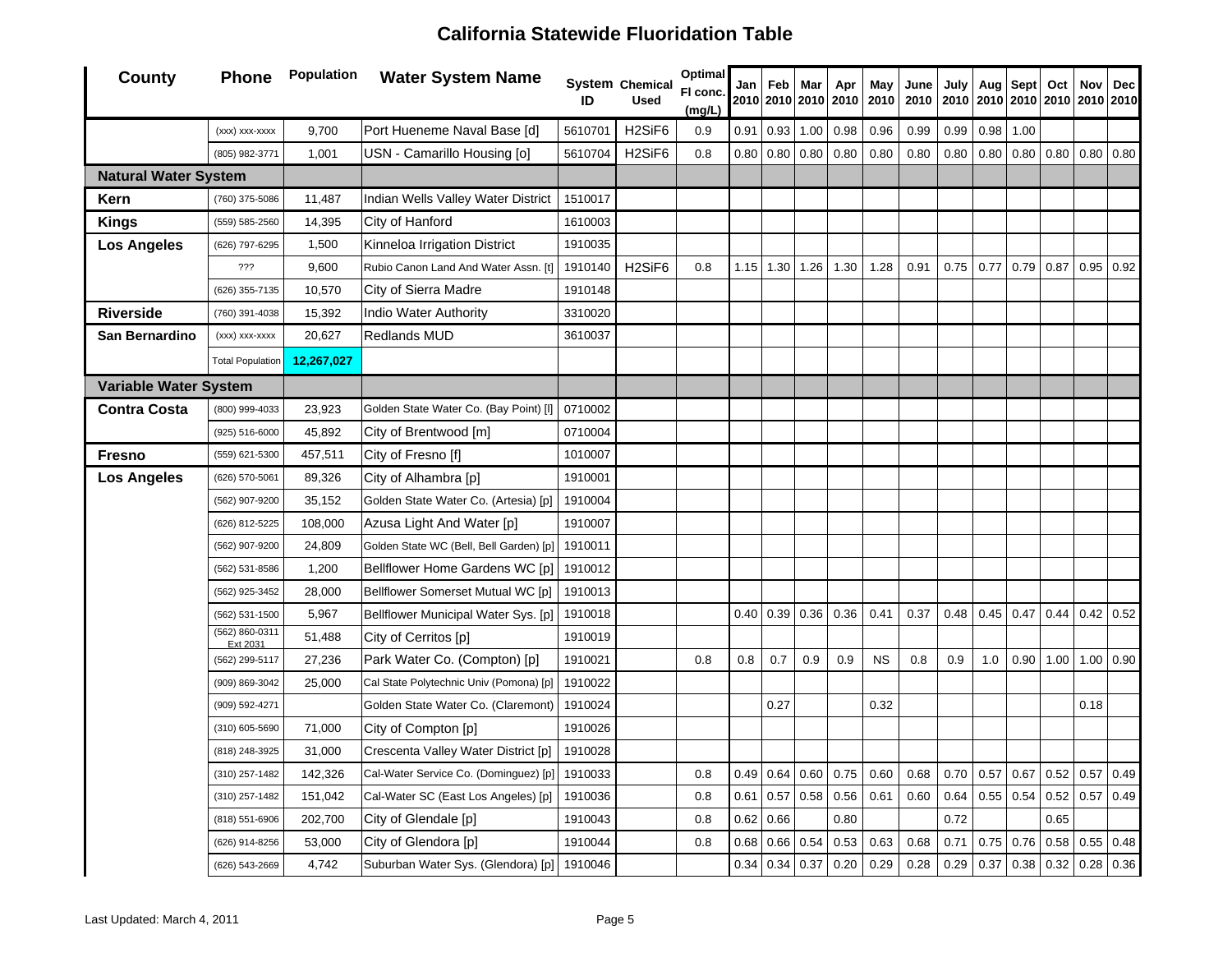# California Statewide Fluoridation Table

| County | Phone | Population | Water System Name | System ID | Chemical Used | Optimal Fl conc. (mg/L) | Jan 2010 | Feb 2010 | Mar 2010 | Apr 2010 | May 2010 | June 2010 | July 2010 | Aug 2010 | Sept 2010 | Oct 2010 | Nov 2010 | Dec 2010 |
|---|---|---|---|---|---|---|---|---|---|---|---|---|---|---|---|---|---|---|
| | (xxx) xxx-xxxx | 9,700 | Port Hueneme Naval Base [d] | 5610701 | $H_2SiF_6$ | 0.9 | 0.91 | 0.93 | 1.00 | 0.98 | 0.96 | 0.99 | 0.99 | 0.98 | 1.00 | | | |
| | (805) 982-3771 | 1,001 | USN - Camarillo Housing [o] | 5610704 | $H_2SiF_6$ | 0.8 | 0.80 | 0.80 | 0.80 | 0.80 | 0.80 | 0.80 | 0.80 | 0.80 | 0.80 | 0.80 | 0.80 | 0.80 |
| **Natural Water System** | | | | | | | | | | | | | | | | | | |
| **Kern** | (760) 375-5086 | 11,487 | Indian Wells Valley Water District | 1510017 | | | | | | | | | | | | | | |
| **Kings** | (559) 585-2560 | 14,395 | City of Hanford | 1610003 | | | | | | | | | | | | | | |
| **Los Angeles** | (626) 797-6295 | 1,500 | Kinneloa Irrigation District | 1910035 | | | | | | | | | | | | | | |
| | ??? | 9,600 | Rubio Canon Land And Water Assn. [t] | 1910140 | $H_2SiF_6$ | 0.8 | 1.15 | 1.30 | 1.26 | 1.30 | 1.28 | 0.91 | 0.75 | 0.77 | 0.79 | 0.87 | 0.95 | 0.92 |
| | (626) 355-7135 | 10,570 | City of Sierra Madre | 1910148 | | | | | | | | | | | | | | |
| **Riverside** | (760) 391-4038 | 15,392 | Indio Water Authority | 3310020 | | | | | | | | | | | | | | |
| **San Bernardino** | (xxx) xxx-xxxx | 20,627 | Redlands MUD | 3610037 | | | | | | | | | | | | | | |
| | Total Population | **12,267,027** | | | | | | | | | | | | | | | | |
| **Variable Water System** | | | | | | | | | | | | | | | | | | |
| **Contra Costa** | (800) 999-4033 | 23,923 | Golden State Water Co. (Bay Point) [l] | 0710002 | | | | | | | | | | | | | | |
| | (925) 516-6000 | 45,892 | City of Brentwood [m] | 0710004 | | | | | | | | | | | | | | |
| **Fresno** | (559) 621-5300 | 457,511 | City of Fresno [f] | 1010007 | | | | | | | | | | | | | | |
| **Los Angeles** | (626) 570-5061 | 89,326 | City of Alhambra [p] | 1910001 | | | | | | | | | | | | | | |
| | (562) 907-9200 | 35,152 | Golden State Water Co. (Artesia) [p] | 1910004 | | | | | | | | | | | | | | |
| | (626) 812-5225 | 108,000 | Azusa Light And Water [p] | 1910007 | | | | | | | | | | | | | | |
| | (562) 907-9200 | 24,809 | Golden State WC (Bell, Bell Garden) [p] | 1910011 | | | | | | | | | | | | | | |
| | (562) 531-8586 | 1,200 | Bellflower Home Gardens WC [p] | 1910012 | | | | | | | | | | | | | | |
| | (562) 925-3452 | 28,000 | Bellflower Somerset Mutual WC [p] | 1910013 | | | | | | | | | | | | | | |
| | (562) 531-1500 | 5,967 | Bellflower Municipal Water Sys. [p] | 1910018 | | | 0.40 | 0.39 | 0.36 | 0.36 | 0.41 | 0.37 | 0.48 | 0.45 | 0.47 | 0.44 | 0.42 | 0.52 |
| | (562) 860-0311 Ext 2031 | 51,488 | City of Cerritos [p] | 1910019 | | | | | | | | | | | | | | |
| | (562) 299-5117 | 27,236 | Park Water Co. (Compton) [p] | 1910021 | | 0.8 | 0.8 | 0.7 | 0.9 | 0.9 | NS | 0.8 | 0.9 | 1.0 | 0.90 | 1.00 | 1.00 | 0.90 |
| | (909) 869-3042 | 25,000 | Cal State Polytechnic Univ (Pomona) [p] | 1910022 | | | | | | | | | | | | | | |
| | (909) 592-4271 | | Golden State Water Co. (Claremont) | 1910024 | | | | 0.27 | | | 0.32 | | | | | | 0.18 | |
| | (310) 605-5690 | 71,000 | City of Compton [p] | 1910026 | | | | | | | | | | | | | | |
| | (818) 248-3925 | 31,000 | Crescenta Valley Water District [p] | 1910028 | | | | | | | | | | | | | | |
| | (310) 257-1482 | 142,326 | Cal-Water Service Co. (Dominguez) [p] | 1910033 | | 0.8 | 0.49 | 0.64 | 0.60 | 0.75 | 0.60 | 0.68 | 0.70 | 0.57 | 0.67 | 0.52 | 0.57 | 0.49 |
| | (310) 257-1482 | 151,042 | Cal-Water SC (East Los Angeles) [p] | 1910036 | | 0.8 | 0.61 | 0.57 | 0.58 | 0.56 | 0.61 | 0.60 | 0.64 | 0.55 | 0.54 | 0.52 | 0.57 | 0.49 |
| | (818) 551-6906 | 202,700 | City of Glendale [p] | 1910043 | | 0.8 | 0.62 | 0.66 | | 0.80 | | | 0.72 | | | 0.65 | | |
| | (626) 914-8256 | 53,000 | City of Glendora [p] | 1910044 | | 0.8 | 0.68 | 0.66 | 0.54 | 0.53 | 0.63 | 0.68 | 0.71 | 0.75 | 0.76 | 0.58 | 0.55 | 0.48 |
| | (626) 543-2669 | 4,742 | Suburban Water Sys. (Glendora) [p] | 1910046 | | | 0.34 | 0.34 | 0.37 | 0.20 | 0.29 | 0.28 | 0.29 | 0.37 | 0.38 | 0.32 | 0.28 | 0.36 |

Last Updated: March 4, 2011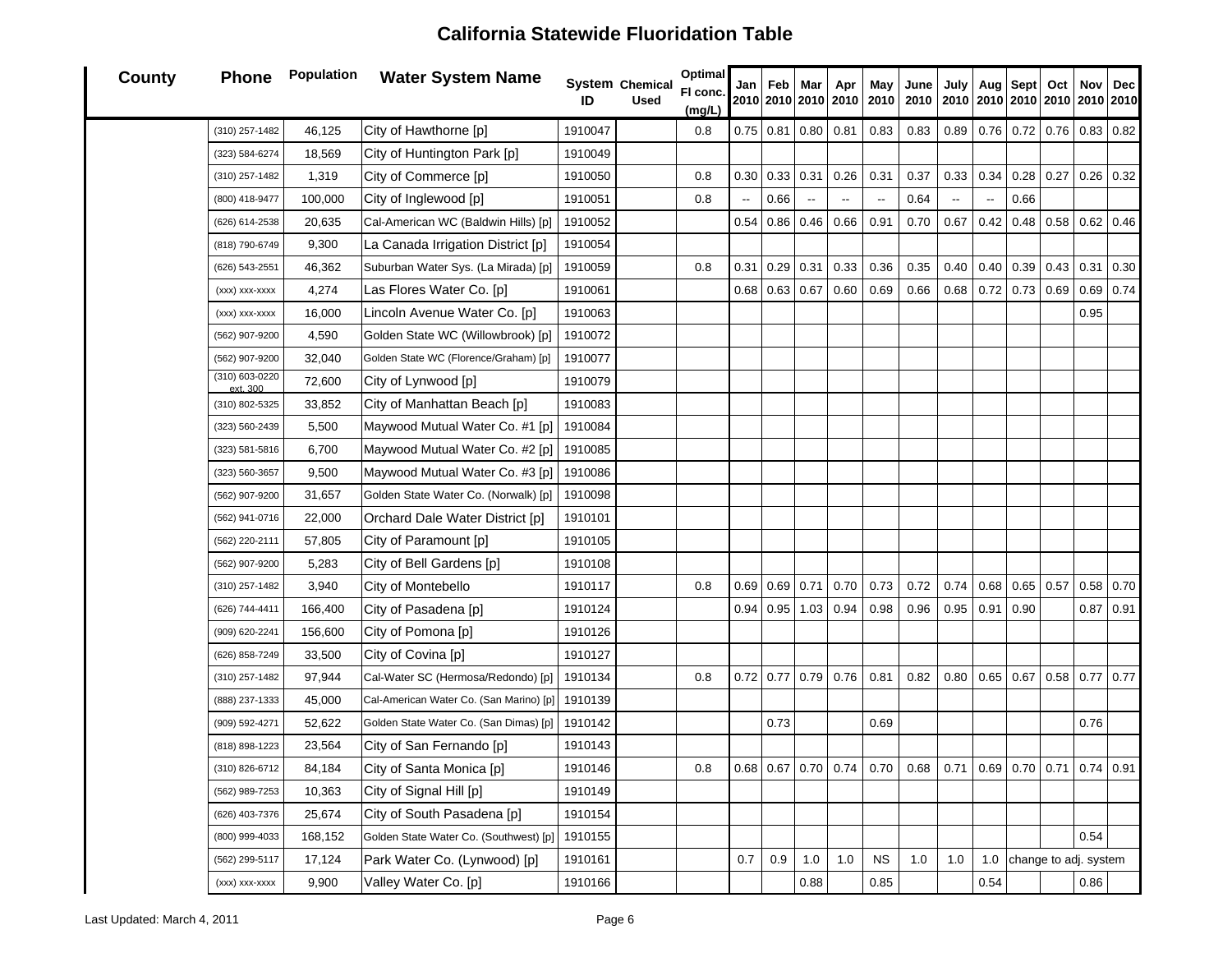# California Statewide Fluoridation Table

| County | Phone | Population | Water System Name | System ID | Chemical Used | Optimal Fl conc. (mg/L) | Jan 2010 | Feb 2010 | Mar 2010 | Apr 2010 | May 2010 | June 2010 | July 2010 | Aug 2010 | Sept 2010 | Oct 2010 | Nov 2010 | Dec 2010 |
|---|---|---|---|---|---|---|---|---|---|---|---|---|---|---|---|---|---|---|
| | (310) 257-1482 | 46,125 | City of Hawthorne [p] | 1910047 | | 0.8 | 0.75 | 0.81 | 0.80 | 0.81 | 0.83 | 0.83 | 0.89 | 0.76 | 0.72 | 0.76 | 0.83 | 0.82 |
| | (323) 584-6274 | 18,569 | City of Huntington Park [p] | 1910049 | | | | | | | | | | | | | | |
| | (310) 257-1482 | 1,319 | City of Commerce [p] | 1910050 | | 0.8 | 0.30 | 0.33 | 0.31 | 0.26 | 0.31 | 0.37 | 0.33 | 0.34 | 0.28 | 0.27 | 0.26 | 0.32 |
| | (800) 418-9477 | 100,000 | City of Inglewood [p] | 1910051 | | 0.8 | -- | 0.66 | -- | -- | -- | 0.64 | -- | -- | 0.66 | | | |
| | (626) 614-2538 | 20,635 | Cal-American WC (Baldwin Hills) [p] | 1910052 | | | 0.54 | 0.86 | 0.46 | 0.66 | 0.91 | 0.70 | 0.67 | 0.42 | 0.48 | 0.58 | 0.62 | 0.46 |
| | (818) 790-6749 | 9,300 | La Canada Irrigation District [p] | 1910054 | | | | | | | | | | | | | | |
| | (626) 543-2551 | 46,362 | Suburban Water Sys. (La Mirada) [p] | 1910059 | | 0.8 | 0.31 | 0.29 | 0.31 | 0.33 | 0.36 | 0.35 | 0.40 | 0.40 | 0.39 | 0.43 | 0.31 | 0.30 |
| | (xxx) xxx-xxxx | 4,274 | Las Flores Water Co. [p] | 1910061 | | | 0.68 | 0.63 | 0.67 | 0.60 | 0.69 | 0.66 | 0.68 | 0.72 | 0.73 | 0.69 | 0.69 | 0.74 |
| | (xxx) xxx-xxxx | 16,000 | Lincoln Avenue Water Co. [p] | 1910063 | | | | | | | | | | | | | 0.95 | |
| | (562) 907-9200 | 4,590 | Golden State WC (Willowbrook) [p] | 1910072 | | | | | | | | | | | | | | |
| | (562) 907-9200 | 32,040 | Golden State WC (Florence/Graham) [p] | 1910077 | | | | | | | | | | | | | | |
| | (310) 603-0220 ext. 300 | 72,600 | City of Lynwood [p] | 1910079 | | | | | | | | | | | | | | |
| | (310) 802-5325 | 33,852 | City of Manhattan Beach [p] | 1910083 | | | | | | | | | | | | | | |
| | (323) 560-2439 | 5,500 | Maywood Mutual Water Co. #1 [p] | 1910084 | | | | | | | | | | | | | | |
| | (323) 581-5816 | 6,700 | Maywood Mutual Water Co. #2 [p] | 1910085 | | | | | | | | | | | | | | |
| | (323) 560-3657 | 9,500 | Maywood Mutual Water Co. #3 [p] | 1910086 | | | | | | | | | | | | | | |
| | (562) 907-9200 | 31,657 | Golden State Water Co. (Norwalk) [p] | 1910098 | | | | | | | | | | | | | | |
| | (562) 941-0716 | 22,000 | Orchard Dale Water District [p] | 1910101 | | | | | | | | | | | | | | |
| | (562) 220-2111 | 57,805 | City of Paramount [p] | 1910105 | | | | | | | | | | | | | | |
| | (562) 907-9200 | 5,283 | City of Bell Gardens [p] | 1910108 | | | | | | | | | | | | | | |
| | (310) 257-1482 | 3,940 | City of Montebello | 1910117 | | 0.8 | 0.69 | 0.69 | 0.71 | 0.70 | 0.73 | 0.72 | 0.74 | 0.68 | 0.65 | 0.57 | 0.58 | 0.70 |
| | (626) 744-4411 | 166,400 | City of Pasadena [p] | 1910124 | | | 0.94 | 0.95 | 1.03 | 0.94 | 0.98 | 0.96 | 0.95 | 0.91 | 0.90 | | 0.87 | 0.91 |
| | (909) 620-2241 | 156,600 | City of Pomona [p] | 1910126 | | | | | | | | | | | | | | |
| | (626) 858-7249 | 33,500 | City of Covina [p] | 1910127 | | | | | | | | | | | | | | |
| | (310) 257-1482 | 97,944 | Cal-Water SC (Hermosa/Redondo) [p] | 1910134 | | 0.8 | 0.72 | 0.77 | 0.79 | 0.76 | 0.81 | 0.82 | 0.80 | 0.65 | 0.67 | 0.58 | 0.77 | 0.77 |
| | (888) 237-1333 | 45,000 | Cal-American Water Co. (San Marino) [p] | 1910139 | | | | | | | | | | | | | | |
| | (909) 592-4271 | 52,622 | Golden State Water Co. (San Dimas) [p] | 1910142 | | | | 0.73 | | | 0.69 | | | | | | 0.76 | |
| | (818) 898-1223 | 23,564 | City of San Fernando [p] | 1910143 | | | | | | | | | | | | | | |
| | (310) 826-6712 | 84,184 | City of Santa Monica [p] | 1910146 | | 0.8 | 0.68 | 0.67 | 0.70 | 0.74 | 0.70 | 0.68 | 0.71 | 0.69 | 0.70 | 0.71 | 0.74 | 0.91 |
| | (562) 989-7253 | 10,363 | City of Signal Hill [p] | 1910149 | | | | | | | | | | | | | | |
| | (626) 403-7376 | 25,674 | City of South Pasadena [p] | 1910154 | | | | | | | | | | | | | | |
| | (800) 999-4033 | 168,152 | Golden State Water Co. (Southwest) [p] | 1910155 | | | | | | | | | | | | | 0.54 | |
| | (562) 299-5117 | 17,124 | Park Water Co. (Lynwood) [p] | 1910161 | | | 0.7 | 0.9 | 1.0 | 1.0 | NS | 1.0 | 1.0 | 1.0 | change to adj. system | | | |
| | (xxx) xxx-xxxx | 9,900 | Valley Water Co. [p] | 1910166 | | | | | 0.88 | | 0.85 | | | 0.54 | | | 0.86 | |

Last Updated: March 4, 2011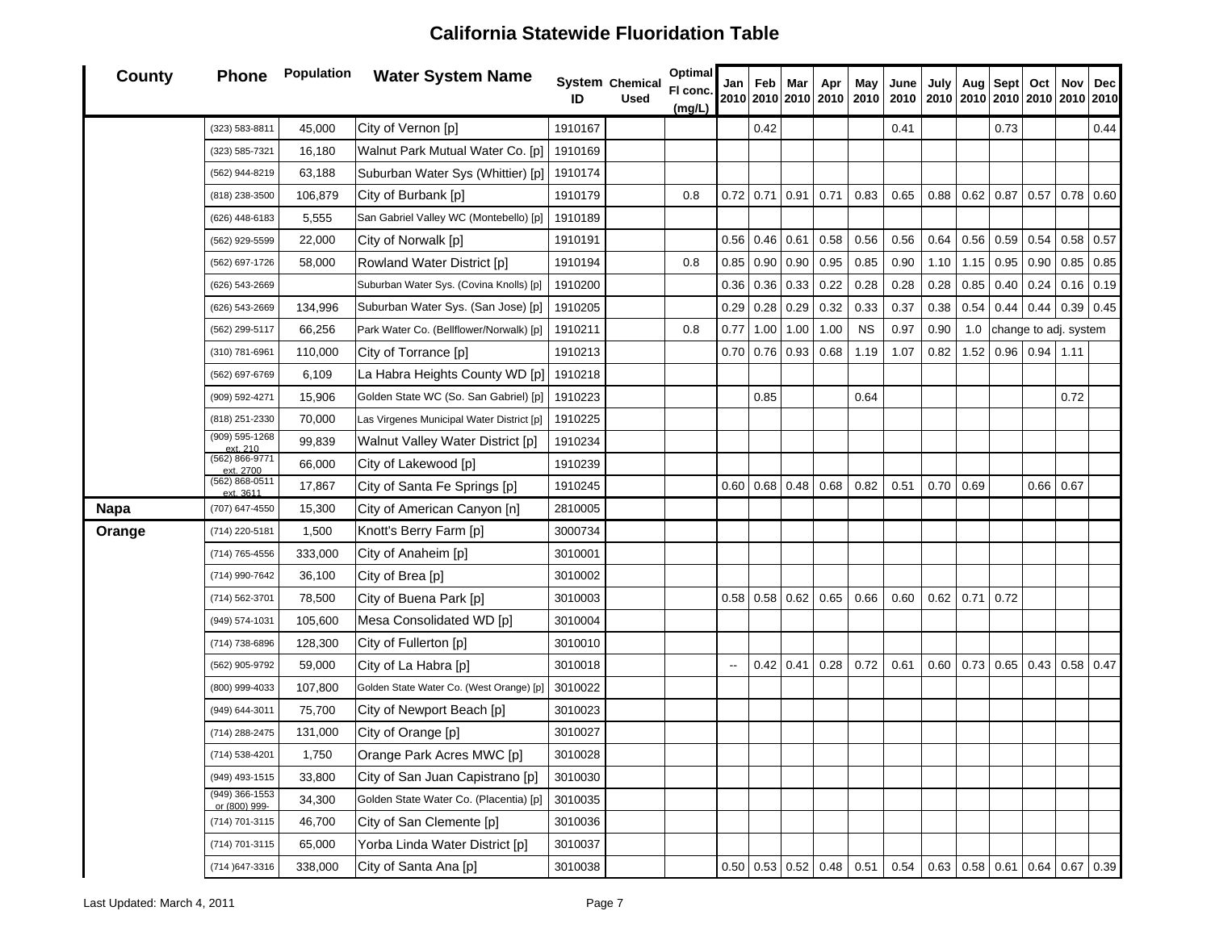# California Statewide Fluoridation Table

| County | Phone | Population | Water System Name | System ID | Chemical Used | Optimal Fl conc. (mg/L) | Jan 2010 | Feb 2010 | Mar 2010 | Apr 2010 | May 2010 | June 2010 | July 2010 | Aug 2010 | Sept 2010 | Oct 2010 | Nov 2010 | Dec 2010 |
|---|---|---|---|---|---|---|---|---|---|---|---|---|---|---|---|---|---|---|
| | (323) 583-8811 | 45,000 | City of Vernon [p] | 1910167 | | | | 0.42 | | | | 0.41 | | | 0.73 | | | 0.44 |
| | (323) 585-7321 | 16,180 | Walnut Park Mutual Water Co. [p] | 1910169 | | | | | | | | | | | | | | |
| | (562) 944-8219 | 63,188 | Suburban Water Sys (Whittier) [p] | 1910174 | | | | | | | | | | | | | | |
| | (818) 238-3500 | 106,879 | City of Burbank [p] | 1910179 | | 0.8 | 0.72 | 0.71 | 0.91 | 0.71 | 0.83 | 0.65 | 0.88 | 0.62 | 0.87 | 0.57 | 0.78 | 0.60 |
| | (626) 448-6183 | 5,555 | San Gabriel Valley WC (Montebello) [p] | 1910189 | | | | | | | | | | | | | | |
| | (562) 929-5599 | 22,000 | City of Norwalk [p] | 1910191 | | | 0.56 | 0.46 | 0.61 | 0.58 | 0.56 | 0.56 | 0.64 | 0.56 | 0.59 | 0.54 | 0.58 | 0.57 |
| | (562) 697-1726 | 58,000 | Rowland Water District [p] | 1910194 | | 0.8 | 0.85 | 0.90 | 0.90 | 0.95 | 0.85 | 0.90 | 1.10 | 1.15 | 0.95 | 0.90 | 0.85 | 0.85 |
| | (626) 543-2669 | | Suburban Water Sys. (Covina Knolls) [p] | 1910200 | | | 0.36 | 0.36 | 0.33 | 0.22 | 0.28 | 0.28 | 0.28 | 0.85 | 0.40 | 0.24 | 0.16 | 0.19 |
| | (626) 543-2669 | 134,996 | Suburban Water Sys. (San Jose) [p] | 1910205 | | | 0.29 | 0.28 | 0.29 | 0.32 | 0.33 | 0.37 | 0.38 | 0.54 | 0.44 | 0.44 | 0.39 | 0.45 |
| | (562) 299-5117 | 66,256 | Park Water Co. (Bellflower/Norwalk) [p] | 1910211 | | 0.8 | 0.77 | 1.00 | 1.00 | 1.00 | NS | 0.97 | 0.90 | 1.0 | change to adj. system | | | |
| | (310) 781-6961 | 110,000 | City of Torrance [p] | 1910213 | | | 0.70 | 0.76 | 0.93 | 0.68 | 1.19 | 1.07 | 0.82 | 1.52 | 0.96 | 0.94 | 1.11 | |
| | (562) 697-6769 | 6,109 | La Habra Heights County WD [p] | 1910218 | | | | | | | | | | | | | | |
| | (909) 592-4271 | 15,906 | Golden State WC (So. San Gabriel) [p] | 1910223 | | | | 0.85 | | | 0.64 | | | | | | 0.72 | |
| | (818) 251-2330 | 70,000 | Las Virgenes Municipal Water District [p] | 1910225 | | | | | | | | | | | | | | |
| | (909) 595-1268 ext. 210 | 99,839 | Walnut Valley Water District [p] | 1910234 | | | | | | | | | | | | | | |
| | (562) 866-9771 ext. 2700 | 66,000 | City of Lakewood [p] | 1910239 | | | | | | | | | | | | | | |
| | (562) 868-0511 ext. 3611 | 17,867 | City of Santa Fe Springs [p] | 1910245 | | | 0.60 | 0.68 | 0.48 | 0.68 | 0.82 | 0.51 | 0.70 | 0.69 | | 0.66 | 0.67 | |
| **Napa** | (707) 647-4550 | 15,300 | City of American Canyon [n] | 2810005 | | | | | | | | | | | | | | |
| **Orange** | (714) 220-5181 | 1,500 | Knott's Berry Farm [p] | 3000734 | | | | | | | | | | | | | | |
| | (714) 765-4556 | 333,000 | City of Anaheim [p] | 3010001 | | | | | | | | | | | | | | |
| | (714) 990-7642 | 36,100 | City of Brea [p] | 3010002 | | | | | | | | | | | | | | |
| | (714) 562-3701 | 78,500 | City of Buena Park [p] | 3010003 | | | 0.58 | 0.58 | 0.62 | 0.65 | 0.66 | 0.60 | 0.62 | 0.71 | 0.72 | | | |
| | (949) 574-1031 | 105,600 | Mesa Consolidated WD [p] | 3010004 | | | | | | | | | | | | | | |
| | (714) 738-6896 | 128,300 | City of Fullerton [p] | 3010010 | | | | | | | | | | | | | | |
| | (562) 905-9792 | 59,000 | City of La Habra [p] | 3010018 | | | -- | 0.42 | 0.41 | 0.28 | 0.72 | 0.61 | 0.60 | 0.73 | 0.65 | 0.43 | 0.58 | 0.47 |
| | (800) 999-4033 | 107,800 | Golden State Water Co. (West Orange) [p] | 3010022 | | | | | | | | | | | | | | |
| | (949) 644-3011 | 75,700 | City of Newport Beach [p] | 3010023 | | | | | | | | | | | | | | |
| | (714) 288-2475 | 131,000 | City of Orange [p] | 3010027 | | | | | | | | | | | | | | |
| | (714) 538-4201 | 1,750 | Orange Park Acres MWC [p] | 3010028 | | | | | | | | | | | | | | |
| | (949) 493-1515 | 33,800 | City of San Juan Capistrano [p] | 3010030 | | | | | | | | | | | | | | |
| | (949) 366-1553 or (800) 999- | 34,300 | Golden State Water Co. (Placentia) [p] | 3010035 | | | | | | | | | | | | | | |
| | (714) 701-3115 | 46,700 | City of San Clemente [p] | 3010036 | | | | | | | | | | | | | | |
| | (714) 701-3115 | 65,000 | Yorba Linda Water District [p] | 3010037 | | | | | | | | | | | | | | |
| | (714 )647-3316 | 338,000 | City of Santa Ana [p] | 3010038 | | | 0.50 | 0.53 | 0.52 | 0.48 | 0.51 | 0.54 | 0.63 | 0.58 | 0.61 | 0.64 | 0.67 | 0.39 |

Last Updated: March 4, 2011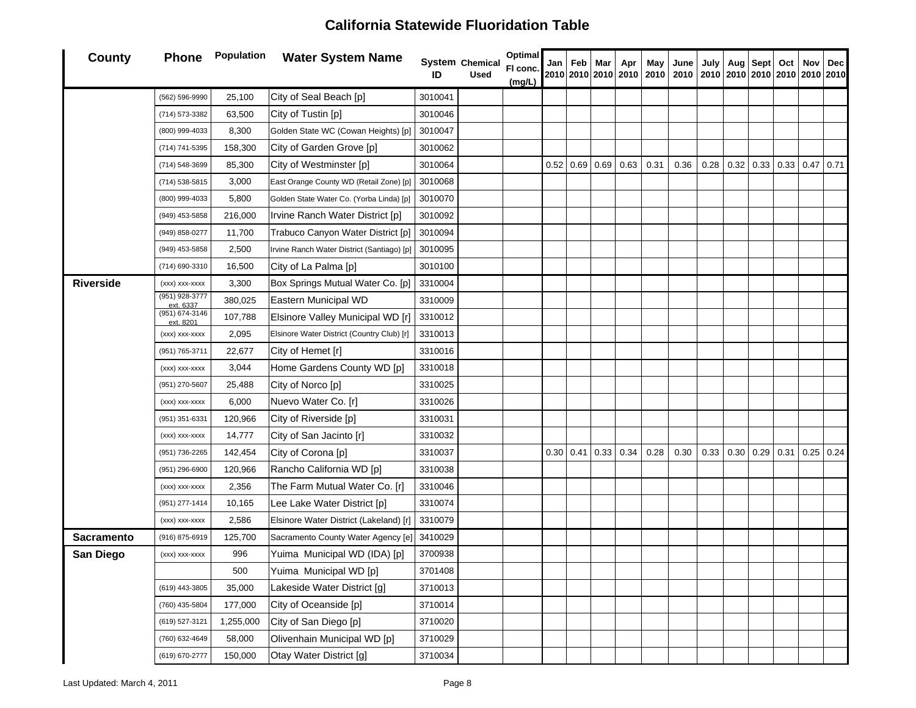## California Statewide Fluoridation Table

| County | Phone | Population | Water System Name | System ID | Chemical Used | Optimal Fl conc. (mg/L) | Jan 2010 | Feb 2010 | Mar 2010 | Apr 2010 | May 2010 | June 2010 | July 2010 | Aug 2010 | Sept 2010 | Oct 2010 | Nov 2010 | Dec 2010 |
|---|---|---|---|---|---|---|---|---|---|---|---|---|---|---|---|---|---|---|
| | (562) 596-9990 | 25,100 | City of Seal Beach [p] | 3010041 | | | | | | | | | | | | | | |
| | (714) 573-3382 | 63,500 | City of Tustin [p] | 3010046 | | | | | | | | | | | | | | |
| | (800) 999-4033 | 8,300 | Golden State WC (Cowan Heights) [p] | 3010047 | | | | | | | | | | | | | | |
| | (714) 741-5395 | 158,300 | City of Garden Grove [p] | 3010062 | | | | | | | | | | | | | | |
| | (714) 548-3699 | 85,300 | City of Westminster [p] | 3010064 | | | 0.52 | 0.69 | 0.69 | 0.63 | 0.31 | 0.36 | 0.28 | 0.32 | 0.33 | 0.33 | 0.47 | 0.71 |
| | (714) 538-5815 | 3,000 | East Orange County WD (Retail Zone) [p] | 3010068 | | | | | | | | | | | | | | |
| | (800) 999-4033 | 5,800 | Golden State Water Co. (Yorba Linda) [p] | 3010070 | | | | | | | | | | | | | | |
| | (949) 453-5858 | 216,000 | Irvine Ranch Water District [p] | 3010092 | | | | | | | | | | | | | | |
| | (949) 858-0277 | 11,700 | Trabuco Canyon Water District [p] | 3010094 | | | | | | | | | | | | | | |
| | (949) 453-5858 | 2,500 | Irvine Ranch Water District (Santiago) [p] | 3010095 | | | | | | | | | | | | | | |
| | (714) 690-3310 | 16,500 | City of La Palma [p] | 3010100 | | | | | | | | | | | | | | |
| **Riverside** | (xxx) xxx-xxxx | 3,300 | Box Springs Mutual Water Co. [p] | 3310004 | | | | | | | | | | | | | | |
| | (951) 928-3777 ext. 6337 | 380,025 | Eastern Municipal WD | 3310009 | | | | | | | | | | | | | | |
| | (951) 674-3146 ext. 8201 | 107,788 | Elsinore Valley Municipal WD [r] | 3310012 | | | | | | | | | | | | | | |
| | (xxx) xxx-xxxx | 2,095 | Elsinore Water District (Country Club) [r] | 3310013 | | | | | | | | | | | | | | |
| | (951) 765-3711 | 22,677 | City of Hemet [r] | 3310016 | | | | | | | | | | | | | | |
| | (xxx) xxx-xxxx | 3,044 | Home Gardens County WD [p] | 3310018 | | | | | | | | | | | | | | |
| | (951) 270-5607 | 25,488 | City of Norco [p] | 3310025 | | | | | | | | | | | | | | |
| | (xxx) xxx-xxxx | 6,000 | Nuevo Water Co. [r] | 3310026 | | | | | | | | | | | | | | |
| | (951) 351-6331 | 120,966 | City of Riverside [p] | 3310031 | | | | | | | | | | | | | | |
| | (xxx) xxx-xxxx | 14,777 | City of San Jacinto [r] | 3310032 | | | | | | | | | | | | | | |
| | (951) 736-2265 | 142,454 | City of Corona [p] | 3310037 | | | 0.30 | 0.41 | 0.33 | 0.34 | 0.28 | 0.30 | 0.33 | 0.30 | 0.29 | 0.31 | 0.25 | 0.24 |
| | (951) 296-6900 | 120,966 | Rancho California WD [p] | 3310038 | | | | | | | | | | | | | | |
| | (xxx) xxx-xxxx | 2,356 | The Farm Mutual Water Co. [r] | 3310046 | | | | | | | | | | | | | | |
| | (951) 277-1414 | 10,165 | Lee Lake Water District [p] | 3310074 | | | | | | | | | | | | | | |
| | (xxx) xxx-xxxx | 2,586 | Elsinore Water District (Lakeland) [r] | 3310079 | | | | | | | | | | | | | | |
| **Sacramento** | (916) 875-6919 | 125,700 | Sacramento County Water Agency [e] | 3410029 | | | | | | | | | | | | | | |
| **San Diego** | (xxx) xxx-xxxx | 996 | Yuima Municipal WD (IDA) [p] | 3700938 | | | | | | | | | | | | | | |
| | | 500 | Yuima Municipal WD [p] | 3701408 | | | | | | | | | | | | | | |
| | (619) 443-3805 | 35,000 | Lakeside Water District [g] | 3710013 | | | | | | | | | | | | | | |
| | (760) 435-5804 | 177,000 | City of Oceanside [p] | 3710014 | | | | | | | | | | | | | | |
| | (619) 527-3121 | 1,255,000 | City of San Diego [p] | 3710020 | | | | | | | | | | | | | | |
| | (760) 632-4649 | 58,000 | Olivenhain Municipal WD [p] | 3710029 | | | | | | | | | | | | | | |
| | (619) 670-2777 | 150,000 | Otay Water District [g] | 3710034 | | | | | | | | | | | | | | |

Last Updated: March 4, 2011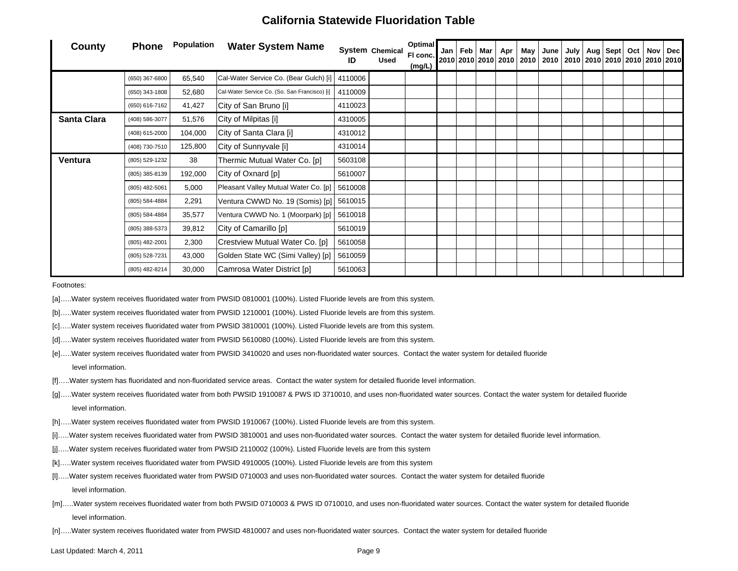# California Statewide Fluoridation Table

| County | Phone | Population | Water System Name | System ID | Chemical Used | Optimal Fl conc. (mg/L) | Jan 2010 | Feb 2010 | Mar 2010 | Apr 2010 | May 2010 | June 2010 | July 2010 | Aug 2010 | Sept 2010 | Oct 2010 | Nov 2010 | Dec 2010 |
|---|---|---|---|---|---|---|---|---|---|---|---|---|---|---|---|---|---|---|
| | (650) 367-6800 | 65,540 | Cal-Water Service Co. (Bear Gulch) [i] | 4110006 | | | | | | | | | | | | | | |
| | (650) 343-1808 | 52,680 | Cal-Water Service Co. (So. San Francisco) [i] | 4110009 | | | | | | | | | | | | | | |
| | (650) 616-7162 | 41,427 | City of San Bruno [i] | 4110023 | | | | | | | | | | | | | | |
| **Santa Clara** | (408) 586-3077 | 51,576 | City of Milpitas [i] | 4310005 | | | | | | | | | | | | | | |
| | (408) 615-2000 | 104,000 | City of Santa Clara [i] | 4310012 | | | | | | | | | | | | | | |
| | (408) 730-7510 | 125,800 | City of Sunnyvale [i] | 4310014 | | | | | | | | | | | | | | |
| **Ventura** | (805) 529-1232 | 38 | Thermic Mutual Water Co. [p] | 5603108 | | | | | | | | | | | | | | |
| | (805) 385-8139 | 192,000 | City of Oxnard [p] | 5610007 | | | | | | | | | | | | | | |
| | (805) 482-5061 | 5,000 | Pleasant Valley Mutual Water Co. [p] | 5610008 | | | | | | | | | | | | | | |
| | (805) 584-4884 | 2,291 | Ventura CWWD No. 19 (Somis) [p] | 5610015 | | | | | | | | | | | | | | |
| | (805) 584-4884 | 35,577 | Ventura CWWD No. 1 (Moorpark) [p] | 5610018 | | | | | | | | | | | | | | |
| | (805) 388-5373 | 39,812 | City of Camarillo [p] | 5610019 | | | | | | | | | | | | | | |
| | (805) 482-2001 | 2,300 | Crestview Mutual Water Co. [p] | 5610058 | | | | | | | | | | | | | | |
| | (805) 528-7231 | 43,000 | Golden State WC (Simi Valley) [p] | 5610059 | | | | | | | | | | | | | | |
| | (805) 482-8214 | 30,000 | Camrosa Water District [p] | 5610063 | | | | | | | | | | | | | | |

Footnotes:

[a].....Water system receives fluoridated water from PWSID 0810001 (100%). Listed Fluoride levels are from this system.

[b].....Water system receives fluoridated water from PWSID 1210001 (100%). Listed Fluoride levels are from this system.

[c].....Water system receives fluoridated water from PWSID 3810001 (100%). Listed Fluoride levels are from this system.

[d].....Water system receives fluoridated water from PWSID 5610080 (100%). Listed Fluoride levels are from this system.

[e].....Water system receives fluoridated water from PWSID 3410020 and uses non-fluoridated water sources. Contact the water system for detailed fluoride level information.

[f].....Water system has fluoridated and non-fluoridated service areas. Contact the water system for detailed fluoride level information.

[g].....Water system receives fluoridated water from both PWSID 1910087 & PWS ID 3710010, and uses non-fluoridated water sources. Contact the water system for detailed fluoride level information.

[h].....Water system receives fluoridated water from PWSID 1910067 (100%). Listed Fluoride levels are from this system.

[i].....Water system receives fluoridated water from PWSID 3810001 and uses non-fluoridated water sources. Contact the water system for detailed fluoride level information.

[j].....Water system receives fluoridated water from PWSID 2110002 (100%). Listed Fluoride levels are from this system

[k].....Water system receives fluoridated water from PWSID 4910005 (100%). Listed Fluoride levels are from this system

[l].....Water system receives fluoridated water from PWSID 0710003 and uses non-fluoridated water sources. Contact the water system for detailed fluoride level information.

[m].....Water system receives fluoridated water from both PWSID 0710003 & PWS ID 0710010, and uses non-fluoridated water sources. Contact the water system for detailed fluoride level information.

[n].....Water system receives fluoridated water from PWSID 4810007 and uses non-fluoridated water sources. Contact the water system for detailed fluoride

Last Updated: March 4, 2011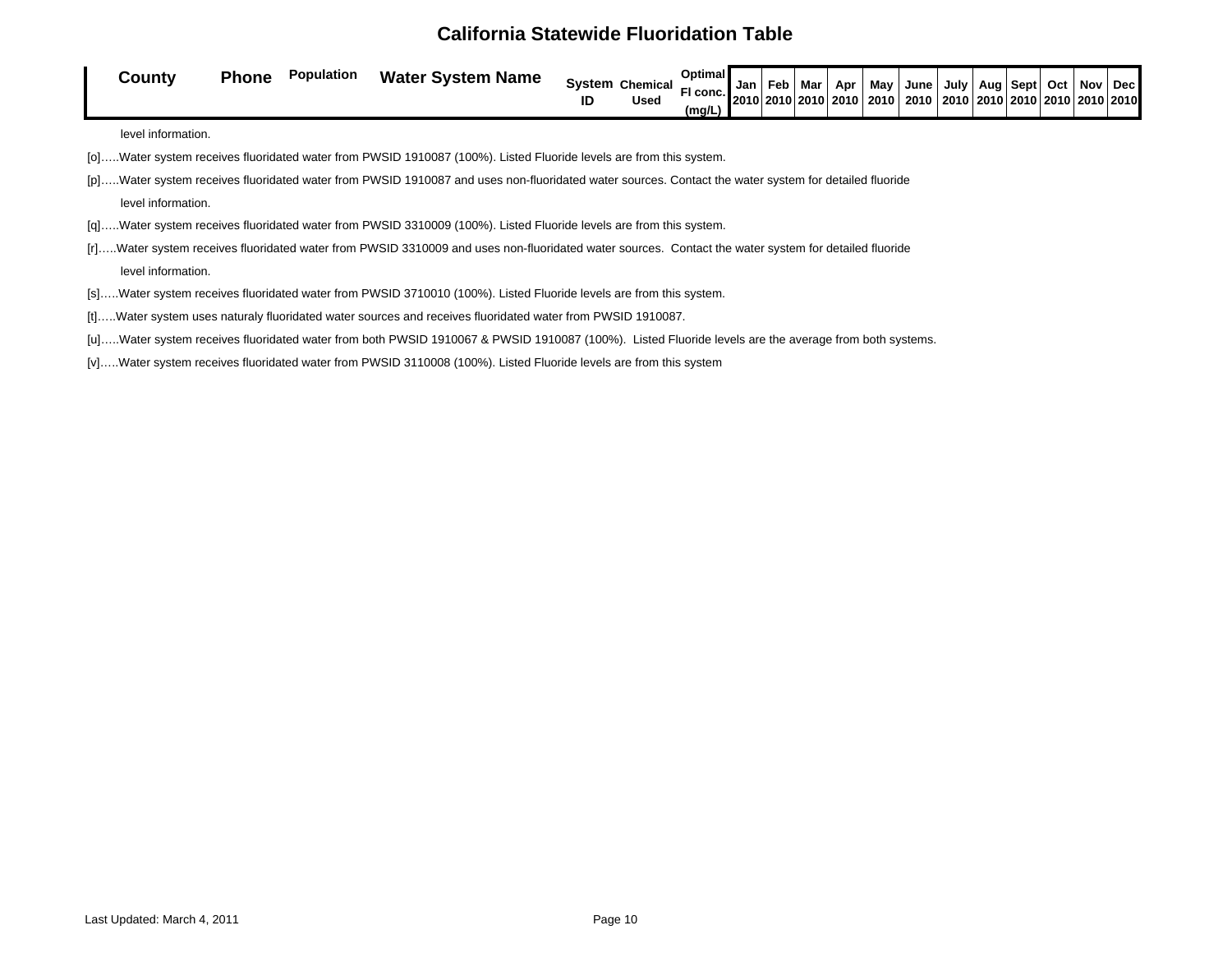# California Statewide Fluoridation Table

| County | Phone | Population | Water System Name | System ID | Chemical Used | Optimal Fl conc. (mg/L) | Jan 2010 | Feb 2010 | Mar 2010 | Apr 2010 | May 2010 | June 2010 | July 2010 | Aug 2010 | Sept 2010 | Oct 2010 | Nov 2010 | Dec 2010 |
|---|---|---|---|---|---|---|---|---|---|---|---|---|---|---|---|---|---|---|

level information.

[o]…..Water system receives fluoridated water from PWSID 1910087 (100%). Listed Fluoride levels are from this system.

[p]…..Water system receives fluoridated water from PWSID 1910087 and uses non-fluoridated water sources. Contact the water system for detailed fluoride level information.

[q]…..Water system receives fluoridated water from PWSID 3310009 (100%). Listed Fluoride levels are from this system.

[r]…..Water system receives fluoridated water from PWSID 3310009 and uses non-fluoridated water sources. Contact the water system for detailed fluoride level information.

[s]…..Water system receives fluoridated water from PWSID 3710010 (100%). Listed Fluoride levels are from this system.

[t]…..Water system uses naturaly fluoridated water sources and receives fluoridated water from PWSID 1910087.

[u]…..Water system receives fluoridated water from both PWSID 1910067 & PWSID 1910087 (100%). Listed Fluoride levels are the average from both systems.

[v]…..Water system receives fluoridated water from PWSID 3110008 (100%). Listed Fluoride levels are from this system

Last Updated: March 4, 2011